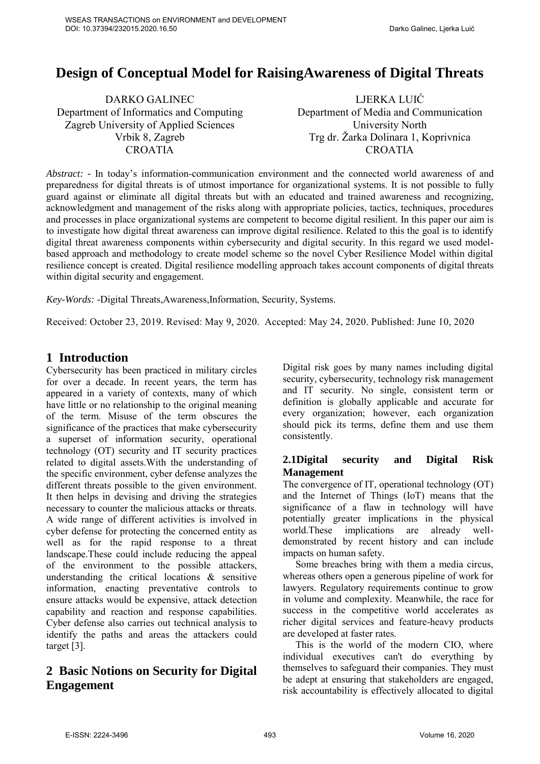# Design of Conceptual Model for RaisingAwareness of Digital Threats

DARKO GALINEC
Department of Informatics and Computing
Zagreb University of Applied Sciences
Vrbik 8, Zagreb
CROATIA

LJERKA LUIĆ
Department of Media and Communication
University North
Trg dr. Žarka Dolinara 1, Koprivnica
CROATIA

*Abstract:* - In today's information-communication environment and the connected world awareness of and preparedness for digital threats is of utmost importance for organizational systems. It is not possible to fully guard against or eliminate all digital threats but with an educated and trained awareness and recognizing, acknowledgment and management of the risks along with appropriate policies, tactics, techniques, procedures and processes in place organizational systems are competent to become digital resilient. In this paper our aim is to investigate how digital threat awareness can improve digital resilience. Related to this the goal is to identify digital threat awareness components within cybersecurity and digital security. In this regard we used model-based approach and methodology to create model scheme so the novel Cyber Resilience Model within digital resilience concept is created. Digital resilience modelling approach takes account components of digital threats within digital security and engagement.

*Key-Words:* -Digital Threats,Awareness,Information, Security, Systems.

Received: October 23, 2019. Revised: May 9, 2020. Accepted: May 24, 2020. Published: June 10, 2020

## 1 Introduction

Cybersecurity has been practiced in military circles for over a decade. In recent years, the term has appeared in a variety of contexts, many of which have little or no relationship to the original meaning of the term. Misuse of the term obscures the significance of the practices that make cybersecurity a superset of information security, operational technology (OT) security and IT security practices related to digital assets.With the understanding of the specific environment, cyber defense analyzes the different threats possible to the given environment. It then helps in devising and driving the strategies necessary to counter the malicious attacks or threats. A wide range of different activities is involved in cyber defense for protecting the concerned entity as well as for the rapid response to a threat landscape.These could include reducing the appeal of the environment to the possible attackers, understanding the critical locations & sensitive information, enacting preventative controls to ensure attacks would be expensive, attack detection capability and reaction and response capabilities. Cyber defense also carries out technical analysis to identify the paths and areas the attackers could target [3].

## 2 Basic Notions on Security for Digital Engagement

Digital risk goes by many names including digital security, cybersecurity, technology risk management and IT security. No single, consistent term or definition is globally applicable and accurate for every organization; however, each organization should pick its terms, define them and use them consistently.

### 2.1Digital security and Digital Risk Management

The convergence of IT, operational technology (OT) and the Internet of Things (IoT) means that the significance of a flaw in technology will have potentially greater implications in the physical world.These implications are already well-demonstrated by recent history and can include impacts on human safety.

Some breaches bring with them a media circus, whereas others open a generous pipeline of work for lawyers. Regulatory requirements continue to grow in volume and complexity. Meanwhile, the race for success in the competitive world accelerates as richer digital services and feature-heavy products are developed at faster rates.

This is the world of the modern CIO, where individual executives can't do everything by themselves to safeguard their companies. They must be adept at ensuring that stakeholders are engaged, risk accountability is effectively allocated to digital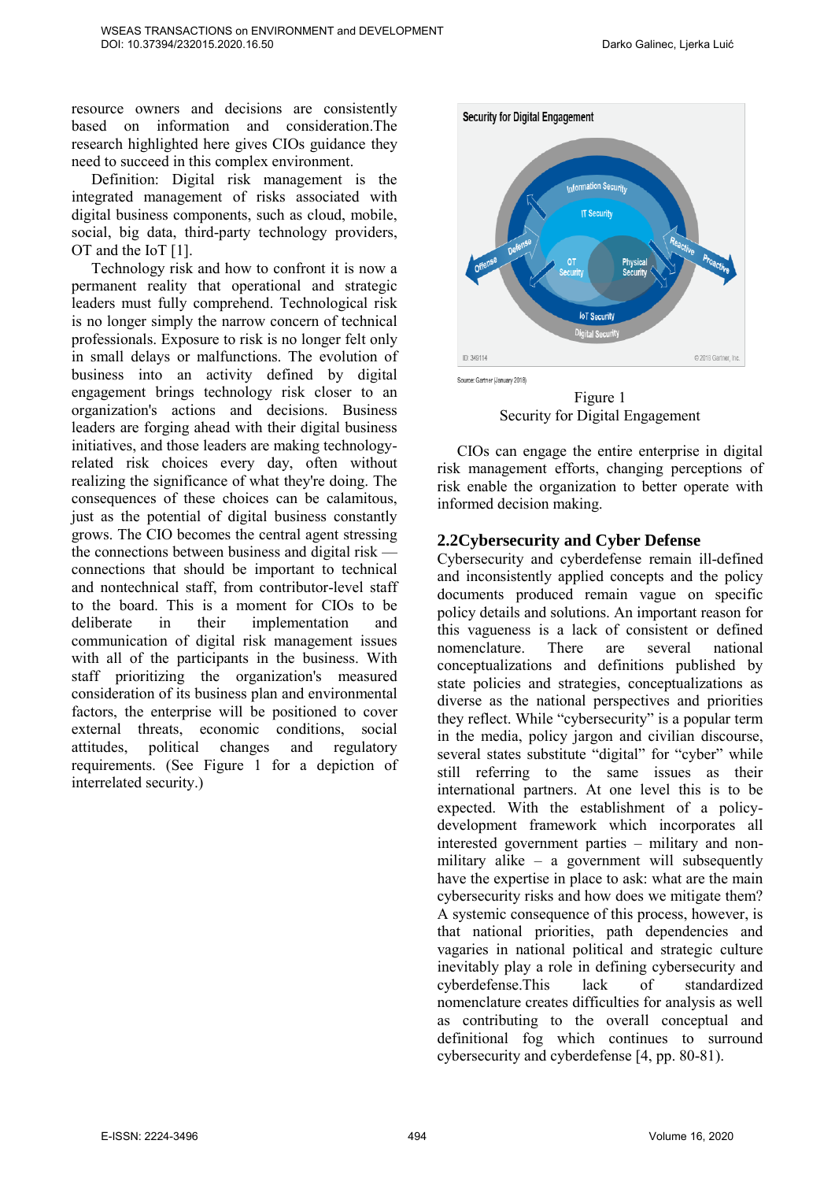resource owners and decisions are consistently based on information and consideration.The research highlighted here gives CIOs guidance they need to succeed in this complex environment.

Definition: Digital risk management is the integrated management of risks associated with digital business components, such as cloud, mobile, social, big data, third-party technology providers, OT and the IoT [1].

Technology risk and how to confront it is now a permanent reality that operational and strategic leaders must fully comprehend. Technological risk is no longer simply the narrow concern of technical professionals. Exposure to risk is no longer felt only in small delays or malfunctions. The evolution of business into an activity defined by digital engagement brings technology risk closer to an organization's actions and decisions. Business leaders are forging ahead with their digital business initiatives, and those leaders are making technology-related risk choices every day, often without realizing the significance of what they're doing. The consequences of these choices can be calamitous, just as the potential of digital business constantly grows. The CIO becomes the central agent stressing the connections between business and digital risk — connections that should be important to technical and nontechnical staff, from contributor-level staff to the board. This is a moment for CIOs to be deliberate in their implementation and communication of digital risk management issues with all of the participants in the business. With staff prioritizing the organization's measured consideration of its business plan and environmental factors, the enterprise will be positioned to cover external threats, economic conditions, social attitudes, political changes and regulatory requirements. (See Figure 1 for a depiction of interrelated security.)

Source: Gartner (January 2018)

Figure 1
Security for Digital Engagement

CIOs can engage the entire enterprise in digital risk management efforts, changing perceptions of risk enable the organization to better operate with informed decision making.

## 2.2 Cybersecurity and Cyber Defense

Cybersecurity and cyberdefense remain ill-defined and inconsistently applied concepts and the policy documents produced remain vague on specific policy details and solutions. An important reason for this vagueness is a lack of consistent or defined nomenclature. There are several national conceptualizations and definitions published by state policies and strategies, conceptualizations as diverse as the national perspectives and priorities they reflect. While "cybersecurity" is a popular term in the media, policy jargon and civilian discourse, several states substitute "digital" for "cyber" while still referring to the same issues as their international partners. At one level this is to be expected. With the establishment of a policy-development framework which incorporates all interested government parties – military and non-military alike – a government will subsequently have the expertise in place to ask: what are the main cybersecurity risks and how does we mitigate them? A systemic consequence of this process, however, is that national priorities, path dependencies and vagaries in national political and strategic culture inevitably play a role in defining cybersecurity and cyberdefense.This lack of standardized nomenclature creates difficulties for analysis as well as contributing to the overall conceptual and definitional fog which continues to surround cybersecurity and cyberdefense [4, pp. 80-81].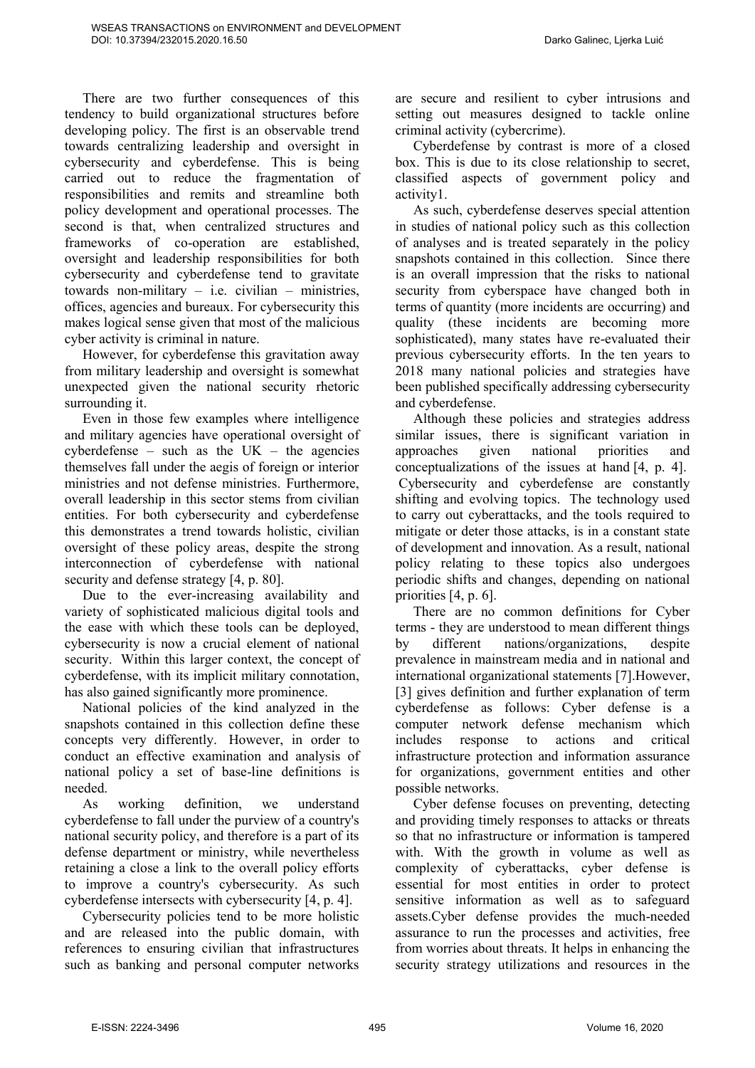There are two further consequences of this tendency to build organizational structures before developing policy. The first is an observable trend towards centralizing leadership and oversight in cybersecurity and cyberdefense. This is being carried out to reduce the fragmentation of responsibilities and remits and streamline both policy development and operational processes. The second is that, when centralized structures and frameworks of co-operation are established, oversight and leadership responsibilities for both cybersecurity and cyberdefense tend to gravitate towards non-military – i.e. civilian – ministries, offices, agencies and bureaux. For cybersecurity this makes logical sense given that most of the malicious cyber activity is criminal in nature.

However, for cyberdefense this gravitation away from military leadership and oversight is somewhat unexpected given the national security rhetoric surrounding it.

Even in those few examples where intelligence and military agencies have operational oversight of cyberdefense – such as the UK – the agencies themselves fall under the aegis of foreign or interior ministries and not defense ministries. Furthermore, overall leadership in this sector stems from civilian entities. For both cybersecurity and cyberdefense this demonstrates a trend towards holistic, civilian oversight of these policy areas, despite the strong interconnection of cyberdefense with national security and defense strategy [4, p. 80].

Due to the ever-increasing availability and variety of sophisticated malicious digital tools and the ease with which these tools can be deployed, cybersecurity is now a crucial element of national security. Within this larger context, the concept of cyberdefense, with its implicit military connotation, has also gained significantly more prominence.

National policies of the kind analyzed in the snapshots contained in this collection define these concepts very differently. However, in order to conduct an effective examination and analysis of national policy a set of base-line definitions is needed.

As working definition, we understand cyberdefense to fall under the purview of a country's national security policy, and therefore is a part of its defense department or ministry, while nevertheless retaining a close a link to the overall policy efforts to improve a country's cybersecurity. As such cyberdefense intersects with cybersecurity [4, p. 4].

Cybersecurity policies tend to be more holistic and are released into the public domain, with references to ensuring civilian that infrastructures such as banking and personal computer networks are secure and resilient to cyber intrusions and setting out measures designed to tackle online criminal activity (cybercrime).

Cyberdefense by contrast is more of a closed box. This is due to its close relationship to secret, classified aspects of government policy and activity1.

As such, cyberdefense deserves special attention in studies of national policy such as this collection of analyses and is treated separately in the policy snapshots contained in this collection. Since there is an overall impression that the risks to national security from cyberspace have changed both in terms of quantity (more incidents are occurring) and quality (these incidents are becoming more sophisticated), many states have re-evaluated their previous cybersecurity efforts. In the ten years to 2018 many national policies and strategies have been published specifically addressing cybersecurity and cyberdefense.

Although these policies and strategies address similar issues, there is significant variation in approaches given national priorities and conceptualizations of the issues at hand [4, p. 4]. Cybersecurity and cyberdefense are constantly shifting and evolving topics. The technology used to carry out cyberattacks, and the tools required to mitigate or deter those attacks, is in a constant state of development and innovation. As a result, national policy relating to these topics also undergoes periodic shifts and changes, depending on national priorities [4, p. 6].

There are no common definitions for Cyber terms - they are understood to mean different things by different nations/organizations, despite prevalence in mainstream media and in national and international organizational statements [7].However, [3] gives definition and further explanation of term cyberdefense as follows: Cyber defense is a computer network defense mechanism which includes response to actions and critical infrastructure protection and information assurance for organizations, government entities and other possible networks.

Cyber defense focuses on preventing, detecting and providing timely responses to attacks or threats so that no infrastructure or information is tampered with. With the growth in volume as well as complexity of cyberattacks, cyber defense is essential for most entities in order to protect sensitive information as well as to safeguard assets.Cyber defense provides the much-needed assurance to run the processes and activities, free from worries about threats. It helps in enhancing the security strategy utilizations and resources in the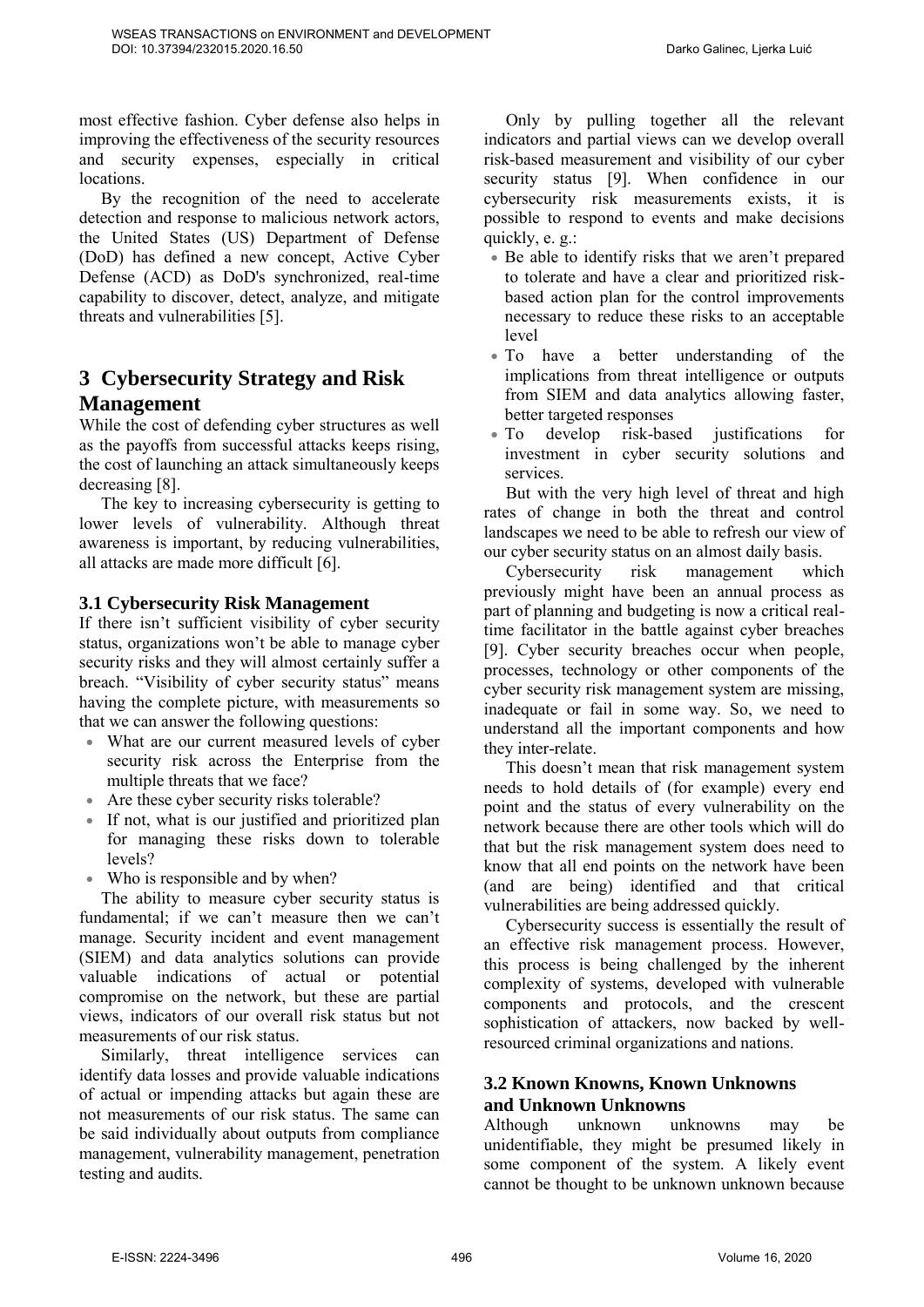most effective fashion. Cyber defense also helps in improving the effectiveness of the security resources and security expenses, especially in critical locations.

By the recognition of the need to accelerate detection and response to malicious network actors, the United States (US) Department of Defense (DoD) has defined a new concept, Active Cyber Defense (ACD) as DoD's synchronized, real-time capability to discover, detect, analyze, and mitigate threats and vulnerabilities [5].

## 3 Cybersecurity Strategy and Risk Management

While the cost of defending cyber structures as well as the payoffs from successful attacks keeps rising, the cost of launching an attack simultaneously keeps decreasing [8].

The key to increasing cybersecurity is getting to lower levels of vulnerability. Although threat awareness is important, by reducing vulnerabilities, all attacks are made more difficult [6].

### 3.1 Cybersecurity Risk Management

If there isn't sufficient visibility of cyber security status, organizations won't be able to manage cyber security risks and they will almost certainly suffer a breach. "Visibility of cyber security status" means having the complete picture, with measurements so that we can answer the following questions:

- What are our current measured levels of cyber security risk across the Enterprise from the multiple threats that we face?
- Are these cyber security risks tolerable?
- If not, what is our justified and prioritized plan for managing these risks down to tolerable levels?
- Who is responsible and by when?

The ability to measure cyber security status is fundamental; if we can't measure then we can't manage. Security incident and event management (SIEM) and data analytics solutions can provide valuable indications of actual or potential compromise on the network, but these are partial views, indicators of our overall risk status but not measurements of our risk status.

Similarly, threat intelligence services can identify data losses and provide valuable indications of actual or impending attacks but again these are not measurements of our risk status. The same can be said individually about outputs from compliance management, vulnerability management, penetration testing and audits.

Only by pulling together all the relevant indicators and partial views can we develop overall risk-based measurement and visibility of our cyber security status [9]. When confidence in our cybersecurity risk measurements exists, it is possible to respond to events and make decisions quickly, e. g.:

- Be able to identify risks that we aren't prepared to tolerate and have a clear and prioritized risk-based action plan for the control improvements necessary to reduce these risks to an acceptable level
- To have a better understanding of the implications from threat intelligence or outputs from SIEM and data analytics allowing faster, better targeted responses
- To develop risk-based justifications for investment in cyber security solutions and services.

But with the very high level of threat and high rates of change in both the threat and control landscapes we need to be able to refresh our view of our cyber security status on an almost daily basis.

Cybersecurity risk management which previously might have been an annual process as part of planning and budgeting is now a critical real-time facilitator in the battle against cyber breaches [9]. Cyber security breaches occur when people, processes, technology or other components of the cyber security risk management system are missing, inadequate or fail in some way. So, we need to understand all the important components and how they inter-relate.

This doesn't mean that risk management system needs to hold details of (for example) every end point and the status of every vulnerability on the network because there are other tools which will do that but the risk management system does need to know that all end points on the network have been (and are being) identified and that critical vulnerabilities are being addressed quickly.

Cybersecurity success is essentially the result of an effective risk management process. However, this process is being challenged by the inherent complexity of systems, developed with vulnerable components and protocols, and the crescent sophistication of attackers, now backed by well-resourced criminal organizations and nations.

### 3.2 Known Knowns, Known Unknowns and Unknown Unknowns

Although unknown unknowns may be unidentifiable, they might be presumed likely in some component of the system. A likely event cannot be thought to be unknown unknown because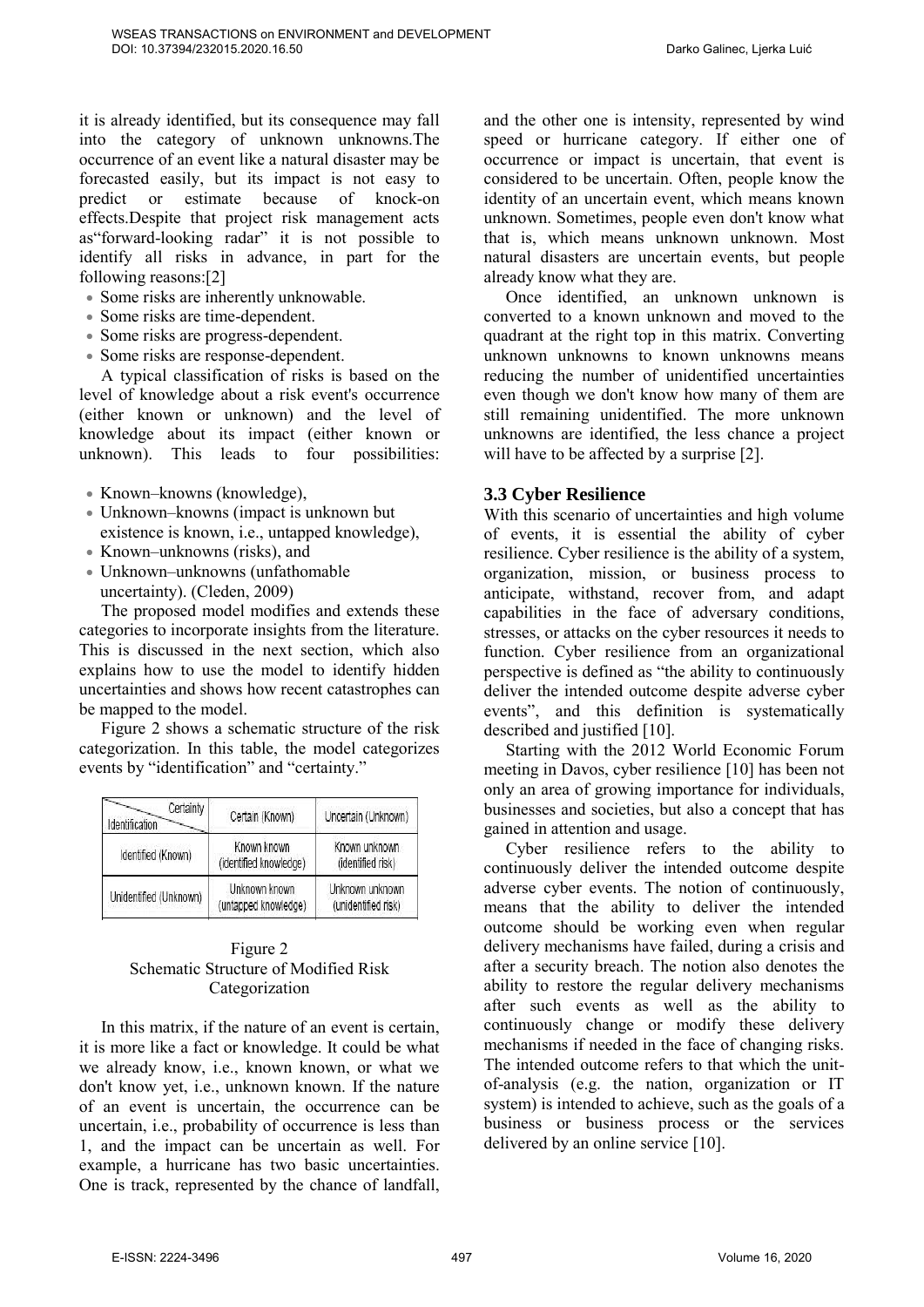it is already identified, but its consequence may fall into the category of unknown unknowns.The occurrence of an event like a natural disaster may be forecasted easily, but its impact is not easy to predict or estimate because of knock-on effects.Despite that project risk management acts as"forward-looking radar" it is not possible to identify all risks in advance, in part for the following reasons:[2]

- Some risks are inherently unknowable.
- Some risks are time-dependent.
- Some risks are progress-dependent.
- Some risks are response-dependent.

A typical classification of risks is based on the level of knowledge about a risk event's occurrence (either known or unknown) and the level of knowledge about its impact (either known or unknown). This leads to four possibilities:

- Known–knowns (knowledge),
- Unknown–knowns (impact is unknown but existence is known, i.e., untapped knowledge),
- Known–unknowns (risks), and
- Unknown–unknowns (unfathomable uncertainty). (Cleden, 2009)

The proposed model modifies and extends these categories to incorporate insights from the literature. This is discussed in the next section, which also explains how to use the model to identify hidden uncertainties and shows how recent catastrophes can be mapped to the model.

Figure 2 shows a schematic structure of the risk categorization. In this table, the model categorizes events by "identification" and "certainty."

| Identification \ Certainty | Certain (Known) | Uncertain (Unknown) |
|---|---|---|
| Identified (Known) | Known known (identified knowledge) | Known unknown (identified risk) |
| Unidentified (Unknown) | Unknown known (untapped knowledge) | Unknown unknown (unidentified risk) |

Figure 2
Schematic Structure of Modified Risk Categorization

In this matrix, if the nature of an event is certain, it is more like a fact or knowledge. It could be what we already know, i.e., known known, or what we don't know yet, i.e., unknown known. If the nature of an event is uncertain, the occurrence can be uncertain, i.e., probability of occurrence is less than 1, and the impact can be uncertain as well. For example, a hurricane has two basic uncertainties. One is track, represented by the chance of landfall, and the other one is intensity, represented by wind speed or hurricane category. If either one of occurrence or impact is uncertain, that event is considered to be uncertain. Often, people know the identity of an uncertain event, which means known unknown. Sometimes, people even don't know what that is, which means unknown unknown. Most natural disasters are uncertain events, but people already know what they are.

Once identified, an unknown unknown is converted to a known unknown and moved to the quadrant at the right top in this matrix. Converting unknown unknowns to known unknowns means reducing the number of unidentified uncertainties even though we don't know how many of them are still remaining unidentified. The more unknown unknowns are identified, the less chance a project will have to be affected by a surprise [2].

### 3.3 Cyber Resilience

With this scenario of uncertainties and high volume of events, it is essential the ability of cyber resilience. Cyber resilience is the ability of a system, organization, mission, or business process to anticipate, withstand, recover from, and adapt capabilities in the face of adversary conditions, stresses, or attacks on the cyber resources it needs to function. Cyber resilience from an organizational perspective is defined as "the ability to continuously deliver the intended outcome despite adverse cyber events", and this definition is systematically described and justified [10].

Starting with the 2012 World Economic Forum meeting in Davos, cyber resilience [10] has been not only an area of growing importance for individuals, businesses and societies, but also a concept that has gained in attention and usage.

Cyber resilience refers to the ability to continuously deliver the intended outcome despite adverse cyber events. The notion of continuously, means that the ability to deliver the intended outcome should be working even when regular delivery mechanisms have failed, during a crisis and after a security breach. The notion also denotes the ability to restore the regular delivery mechanisms after such events as well as the ability to continuously change or modify these delivery mechanisms if needed in the face of changing risks. The intended outcome refers to that which the unit-of-analysis (e.g. the nation, organization or IT system) is intended to achieve, such as the goals of a business or business process or the services delivered by an online service [10].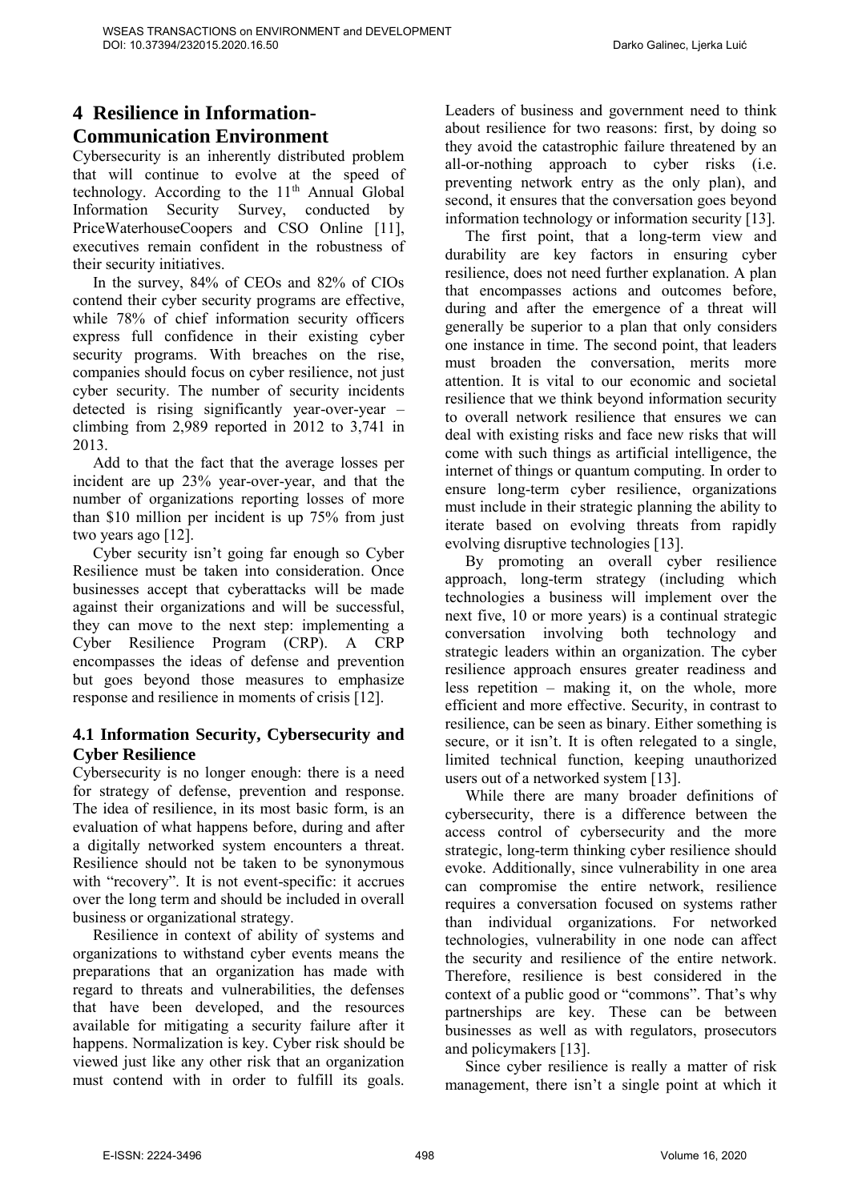# 4 Resilience in Information-Communication Environment

Cybersecurity is an inherently distributed problem that will continue to evolve at the speed of technology. According to the 11th Annual Global Information Security Survey, conducted by PriceWaterhouseCoopers and CSO Online [11], executives remain confident in the robustness of their security initiatives.

In the survey, 84% of CEOs and 82% of CIOs contend their cyber security programs are effective, while 78% of chief information security officers express full confidence in their existing cyber security programs. With breaches on the rise, companies should focus on cyber resilience, not just cyber security. The number of security incidents detected is rising significantly year-over-year – climbing from 2,989 reported in 2012 to 3,741 in 2013.

Add to that the fact that the average losses per incident are up 23% year-over-year, and that the number of organizations reporting losses of more than $10 million per incident is up 75% from just two years ago [12].

Cyber security isn't going far enough so Cyber Resilience must be taken into consideration. Once businesses accept that cyberattacks will be made against their organizations and will be successful, they can move to the next step: implementing a Cyber Resilience Program (CRP). A CRP encompasses the ideas of defense and prevention but goes beyond those measures to emphasize response and resilience in moments of crisis [12].

## 4.1 Information Security, Cybersecurity and Cyber Resilience

Cybersecurity is no longer enough: there is a need for strategy of defense, prevention and response. The idea of resilience, in its most basic form, is an evaluation of what happens before, during and after a digitally networked system encounters a threat. Resilience should not be taken to be synonymous with "recovery". It is not event-specific: it accrues over the long term and should be included in overall business or organizational strategy.

Resilience in context of ability of systems and organizations to withstand cyber events means the preparations that an organization has made with regard to threats and vulnerabilities, the defenses that have been developed, and the resources available for mitigating a security failure after it happens. Normalization is key. Cyber risk should be viewed just like any other risk that an organization must contend with in order to fulfill its goals. Leaders of business and government need to think about resilience for two reasons: first, by doing so they avoid the catastrophic failure threatened by an all-or-nothing approach to cyber risks (i.e. preventing network entry as the only plan), and second, it ensures that the conversation goes beyond information technology or information security [13].

The first point, that a long-term view and durability are key factors in ensuring cyber resilience, does not need further explanation. A plan that encompasses actions and outcomes before, during and after the emergence of a threat will generally be superior to a plan that only considers one instance in time. The second point, that leaders must broaden the conversation, merits more attention. It is vital to our economic and societal resilience that we think beyond information security to overall network resilience that ensures we can deal with existing risks and face new risks that will come with such things as artificial intelligence, the internet of things or quantum computing. In order to ensure long-term cyber resilience, organizations must include in their strategic planning the ability to iterate based on evolving threats from rapidly evolving disruptive technologies [13].

By promoting an overall cyber resilience approach, long-term strategy (including which technologies a business will implement over the next five, 10 or more years) is a continual strategic conversation involving both technology and strategic leaders within an organization. The cyber resilience approach ensures greater readiness and less repetition – making it, on the whole, more efficient and more effective. Security, in contrast to resilience, can be seen as binary. Either something is secure, or it isn't. It is often relegated to a single, limited technical function, keeping unauthorized users out of a networked system [13].

While there are many broader definitions of cybersecurity, there is a difference between the access control of cybersecurity and the more strategic, long-term thinking cyber resilience should evoke. Additionally, since vulnerability in one area can compromise the entire network, resilience requires a conversation focused on systems rather than individual organizations. For networked technologies, vulnerability in one node can affect the security and resilience of the entire network. Therefore, resilience is best considered in the context of a public good or "commons". That's why partnerships are key. These can be between businesses as well as with regulators, prosecutors and policymakers [13].

Since cyber resilience is really a matter of risk management, there isn't a single point at which it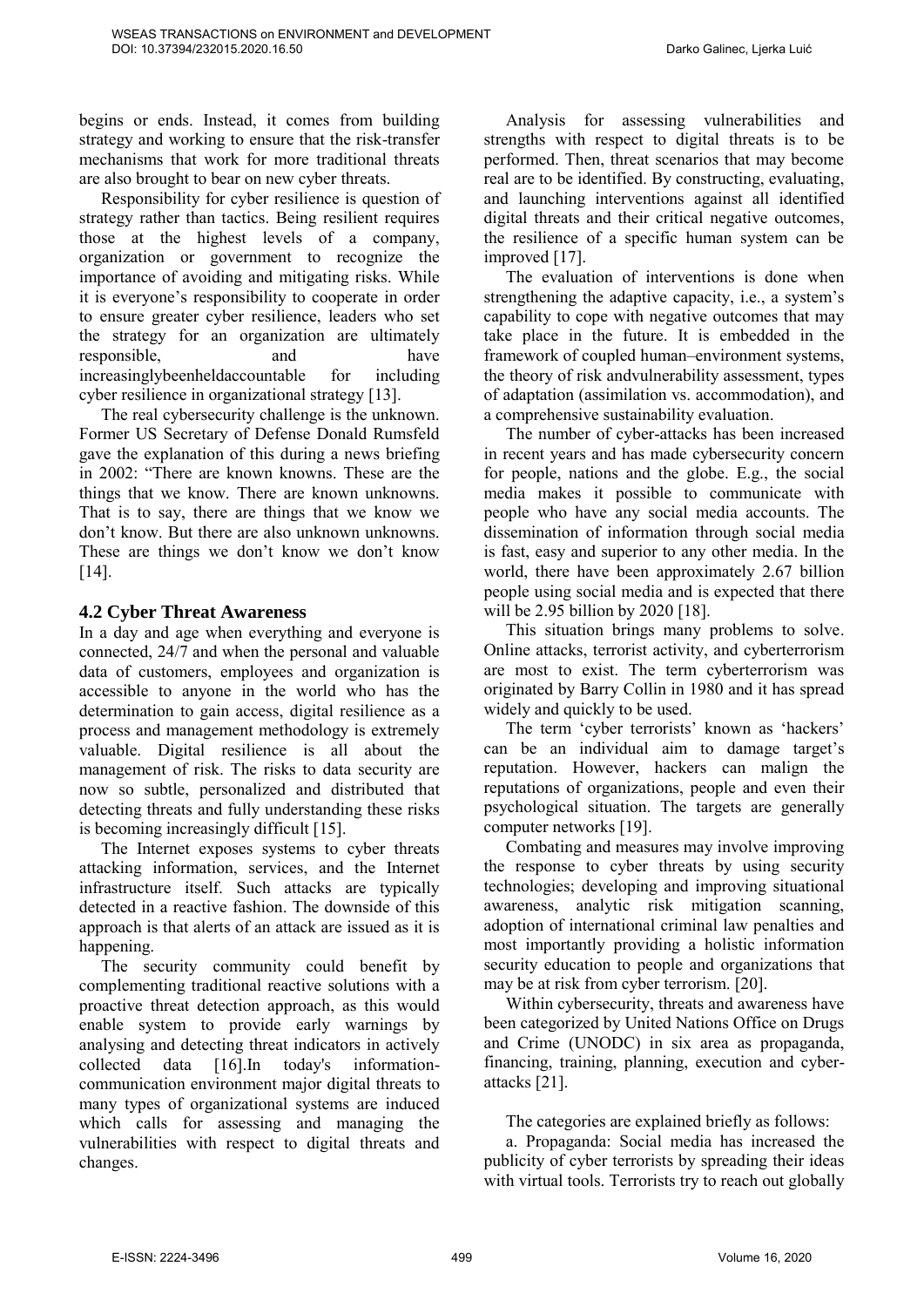begins or ends. Instead, it comes from building strategy and working to ensure that the risk-transfer mechanisms that work for more traditional threats are also brought to bear on new cyber threats.

Responsibility for cyber resilience is question of strategy rather than tactics. Being resilient requires those at the highest levels of a company, organization or government to recognize the importance of avoiding and mitigating risks. While it is everyone's responsibility to cooperate in order to ensure greater cyber resilience, leaders who set the strategy for an organization are ultimately responsible, and have increasinglybeenheldaccountable for including cyber resilience in organizational strategy [13].

The real cybersecurity challenge is the unknown. Former US Secretary of Defense Donald Rumsfeld gave the explanation of this during a news briefing in 2002: "There are known knowns. These are the things that we know. There are known unknowns. That is to say, there are things that we know we don't know. But there are also unknown unknowns. These are things we don't know we don't know [14].

## 4.2 Cyber Threat Awareness

In a day and age when everything and everyone is connected, 24/7 and when the personal and valuable data of customers, employees and organization is accessible to anyone in the world who has the determination to gain access, digital resilience as a process and management methodology is extremely valuable. Digital resilience is all about the management of risk. The risks to data security are now so subtle, personalized and distributed that detecting threats and fully understanding these risks is becoming increasingly difficult [15].

The Internet exposes systems to cyber threats attacking information, services, and the Internet infrastructure itself. Such attacks are typically detected in a reactive fashion. The downside of this approach is that alerts of an attack are issued as it is happening.

The security community could benefit by complementing traditional reactive solutions with a proactive threat detection approach, as this would enable system to provide early warnings by analysing and detecting threat indicators in actively collected data [16].In today's information-communication environment major digital threats to many types of organizational systems are induced which calls for assessing and managing the vulnerabilities with respect to digital threats and changes.

Analysis for assessing vulnerabilities and strengths with respect to digital threats is to be performed. Then, threat scenarios that may become real are to be identified. By constructing, evaluating, and launching interventions against all identified digital threats and their critical negative outcomes, the resilience of a specific human system can be improved [17].

The evaluation of interventions is done when strengthening the adaptive capacity, i.e., a system's capability to cope with negative outcomes that may take place in the future. It is embedded in the framework of coupled human–environment systems, the theory of risk andvulnerability assessment, types of adaptation (assimilation vs. accommodation), and a comprehensive sustainability evaluation.

The number of cyber-attacks has been increased in recent years and has made cybersecurity concern for people, nations and the globe. E.g., the social media makes it possible to communicate with people who have any social media accounts. The dissemination of information through social media is fast, easy and superior to any other media. In the world, there have been approximately 2.67 billion people using social media and is expected that there will be 2.95 billion by 2020 [18].

This situation brings many problems to solve. Online attacks, terrorist activity, and cyberterrorism are most to exist. The term cyberterrorism was originated by Barry Collin in 1980 and it has spread widely and quickly to be used.

The term 'cyber terrorists' known as 'hackers' can be an individual aim to damage target's reputation. However, hackers can malign the reputations of organizations, people and even their psychological situation. The targets are generally computer networks [19].

Combating and measures may involve improving the response to cyber threats by using security technologies; developing and improving situational awareness, analytic risk mitigation scanning, adoption of international criminal law penalties and most importantly providing a holistic information security education to people and organizations that may be at risk from cyber terrorism. [20].

Within cybersecurity, threats and awareness have been categorized by United Nations Office on Drugs and Crime (UNODC) in six area as propaganda, financing, training, planning, execution and cyber-attacks [21].

The categories are explained briefly as follows:

a. Propaganda: Social media has increased the publicity of cyber terrorists by spreading their ideas with virtual tools. Terrorists try to reach out globally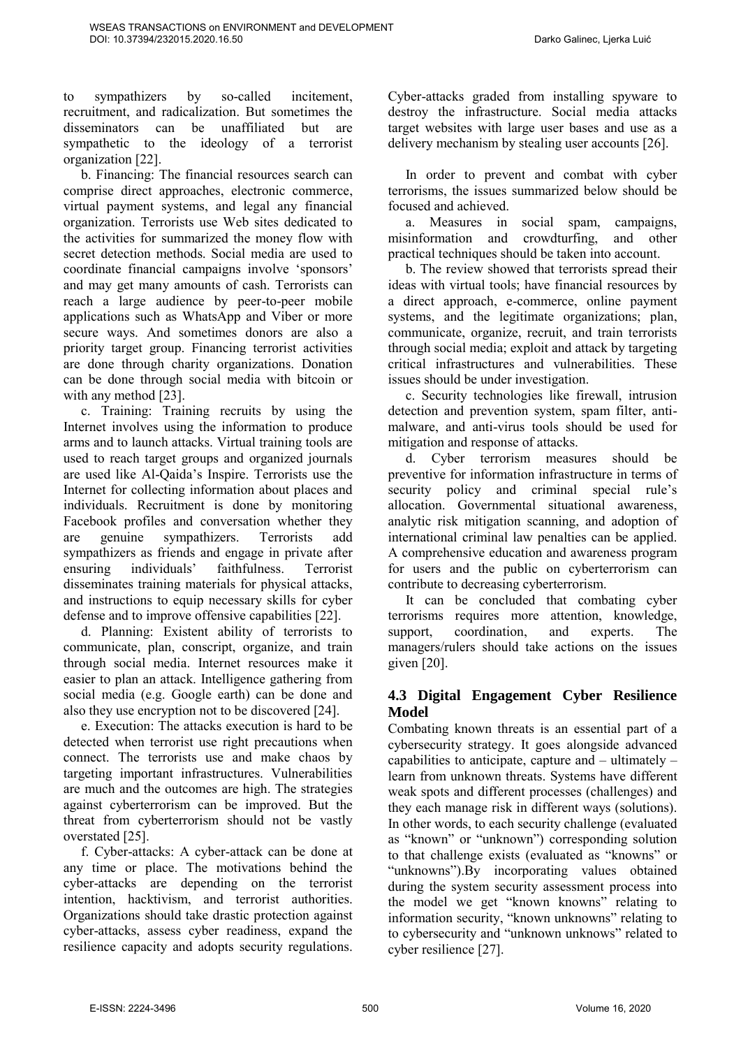to sympathizers by so-called incitement, recruitment, and radicalization. But sometimes the disseminators can be unaffiliated but are sympathetic to the ideology of a terrorist organization [22].

b. Financing: The financial resources search can comprise direct approaches, electronic commerce, virtual payment systems, and legal any financial organization. Terrorists use Web sites dedicated to the activities for summarized the money flow with secret detection methods. Social media are used to coordinate financial campaigns involve 'sponsors' and may get many amounts of cash. Terrorists can reach a large audience by peer-to-peer mobile applications such as WhatsApp and Viber or more secure ways. And sometimes donors are also a priority target group. Financing terrorist activities are done through charity organizations. Donation can be done through social media with bitcoin or with any method [23].

c. Training: Training recruits by using the Internet involves using the information to produce arms and to launch attacks. Virtual training tools are used to reach target groups and organized journals are used like Al-Qaida's Inspire. Terrorists use the Internet for collecting information about places and individuals. Recruitment is done by monitoring Facebook profiles and conversation whether they are genuine sympathizers. Terrorists add sympathizers as friends and engage in private after ensuring individuals' faithfulness. Terrorist disseminates training materials for physical attacks, and instructions to equip necessary skills for cyber defense and to improve offensive capabilities [22].

d. Planning: Existent ability of terrorists to communicate, plan, conscript, organize, and train through social media. Internet resources make it easier to plan an attack. Intelligence gathering from social media (e.g. Google earth) can be done and also they use encryption not to be discovered [24].

e. Execution: The attacks execution is hard to be detected when terrorist use right precautions when connect. The terrorists use and make chaos by targeting important infrastructures. Vulnerabilities are much and the outcomes are high. The strategies against cyberterrorism can be improved. But the threat from cyberterrorism should not be vastly overstated [25].

f. Cyber-attacks: A cyber-attack can be done at any time or place. The motivations behind the cyber-attacks are depending on the terrorist intention, hacktivism, and terrorist authorities. Organizations should take drastic protection against cyber-attacks, assess cyber readiness, expand the resilience capacity and adopts security regulations. Cyber-attacks graded from installing spyware to destroy the infrastructure. Social media attacks target websites with large user bases and use as a delivery mechanism by stealing user accounts [26].

In order to prevent and combat with cyber terrorisms, the issues summarized below should be focused and achieved.

a. Measures in social spam, campaigns, misinformation and crowdturfing, and other practical techniques should be taken into account.

b. The review showed that terrorists spread their ideas with virtual tools; have financial resources by a direct approach, e-commerce, online payment systems, and the legitimate organizations; plan, communicate, organize, recruit, and train terrorists through social media; exploit and attack by targeting critical infrastructures and vulnerabilities. These issues should be under investigation.

c. Security technologies like firewall, intrusion detection and prevention system, spam filter, anti-malware, and anti-virus tools should be used for mitigation and response of attacks.

d. Cyber terrorism measures should be preventive for information infrastructure in terms of security policy and criminal special rule's allocation. Governmental situational awareness, analytic risk mitigation scanning, and adoption of international criminal law penalties can be applied. A comprehensive education and awareness program for users and the public on cyberterrorism can contribute to decreasing cyberterrorism.

It can be concluded that combating cyber terrorisms requires more attention, knowledge, support, coordination, and experts. The managers/rulers should take actions on the issues given [20].

### 4.3 Digital Engagement Cyber Resilience Model

Combating known threats is an essential part of a cybersecurity strategy. It goes alongside advanced capabilities to anticipate, capture and – ultimately – learn from unknown threats. Systems have different weak spots and different processes (challenges) and they each manage risk in different ways (solutions). In other words, to each security challenge (evaluated as "known" or "unknown") corresponding solution to that challenge exists (evaluated as "knowns" or "unknowns").By incorporating values obtained during the system security assessment process into the model we get "known knowns" relating to information security, "known unknowns" relating to to cybersecurity and "unknown unknows" related to cyber resilience [27].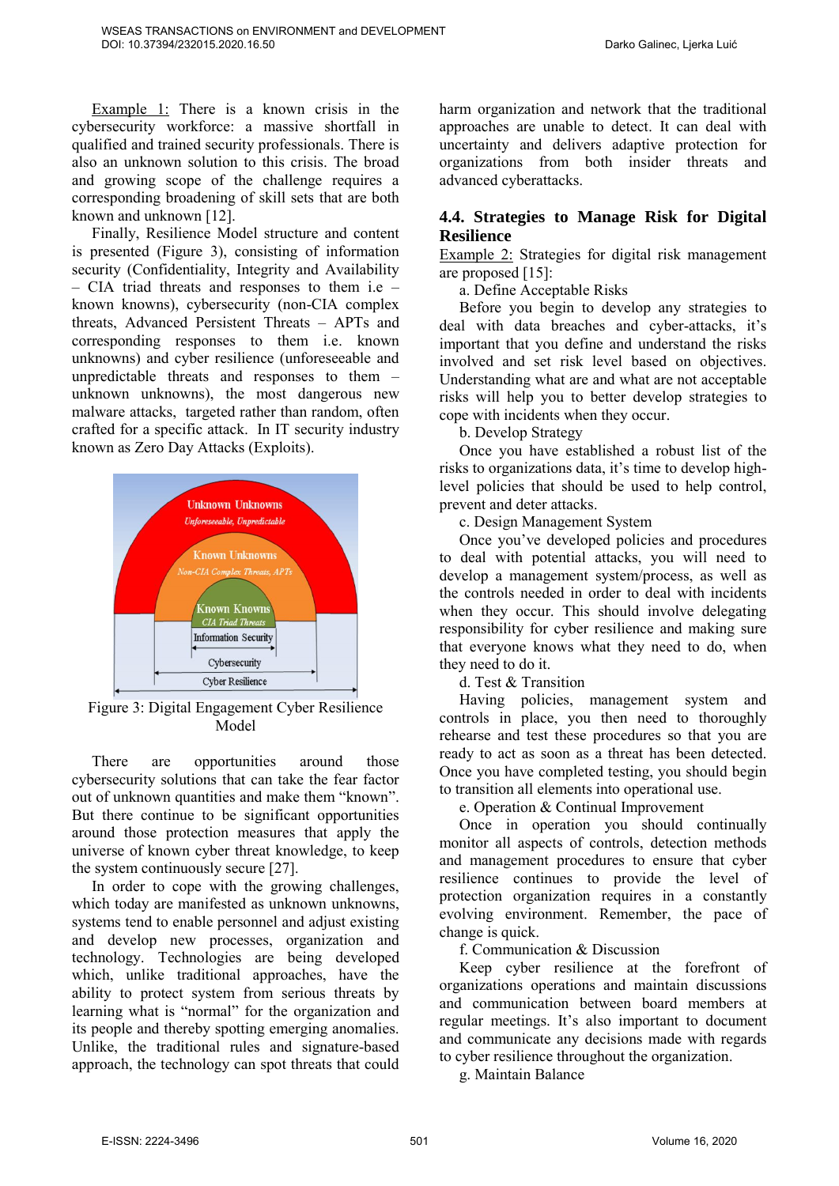Example 1: There is a known crisis in the cybersecurity workforce: a massive shortfall in qualified and trained security professionals. There is also an unknown solution to this crisis. The broad and growing scope of the challenge requires a corresponding broadening of skill sets that are both known and unknown [12].

Finally, Resilience Model structure and content is presented (Figure 3), consisting of information security (Confidentiality, Integrity and Availability – CIA triad threats and responses to them i.e – known knowns), cybersecurity (non-CIA complex threats, Advanced Persistent Threats – APTs and corresponding responses to them i.e. known unknowns) and cyber resilience (unforeseeable and unpredictable threats and responses to them – unknown unknowns), the most dangerous new malware attacks, targeted rather than random, often crafted for a specific attack. In IT security industry known as Zero Day Attacks (Exploits).

Figure 3: Digital Engagement Cyber Resilience Model

There are opportunities around those cybersecurity solutions that can take the fear factor out of unknown quantities and make them "known". But there continue to be significant opportunities around those protection measures that apply the universe of known cyber threat knowledge, to keep the system continuously secure [27].

In order to cope with the growing challenges, which today are manifested as unknown unknowns, systems tend to enable personnel and adjust existing and develop new processes, organization and technology. Technologies are being developed which, unlike traditional approaches, have the ability to protect system from serious threats by learning what is "normal" for the organization and its people and thereby spotting emerging anomalies. Unlike, the traditional rules and signature-based approach, the technology can spot threats that could harm organization and network that the traditional approaches are unable to detect. It can deal with uncertainty and delivers adaptive protection for organizations from both insider threats and advanced cyberattacks.

## 4.4. Strategies to Manage Risk for Digital Resilience

Example 2: Strategies for digital risk management are proposed [15]:

a. Define Acceptable Risks

Before you begin to develop any strategies to deal with data breaches and cyber-attacks, it's important that you define and understand the risks involved and set risk level based on objectives. Understanding what are and what are not acceptable risks will help you to better develop strategies to cope with incidents when they occur.

b. Develop Strategy

Once you have established a robust list of the risks to organizations data, it's time to develop high-level policies that should be used to help control, prevent and deter attacks.

c. Design Management System

Once you've developed policies and procedures to deal with potential attacks, you will need to develop a management system/process, as well as the controls needed in order to deal with incidents when they occur. This should involve delegating responsibility for cyber resilience and making sure that everyone knows what they need to do, when they need to do it.

d. Test & Transition

Having policies, management system and controls in place, you then need to thoroughly rehearse and test these procedures so that you are ready to act as soon as a threat has been detected. Once you have completed testing, you should begin to transition all elements into operational use.

e. Operation & Continual Improvement

Once in operation you should continually monitor all aspects of controls, detection methods and management procedures to ensure that cyber resilience continues to provide the level of protection organization requires in a constantly evolving environment. Remember, the pace of change is quick.

f. Communication & Discussion

Keep cyber resilience at the forefront of organizations operations and maintain discussions and communication between board members at regular meetings. It's also important to document and communicate any decisions made with regards to cyber resilience throughout the organization.

g. Maintain Balance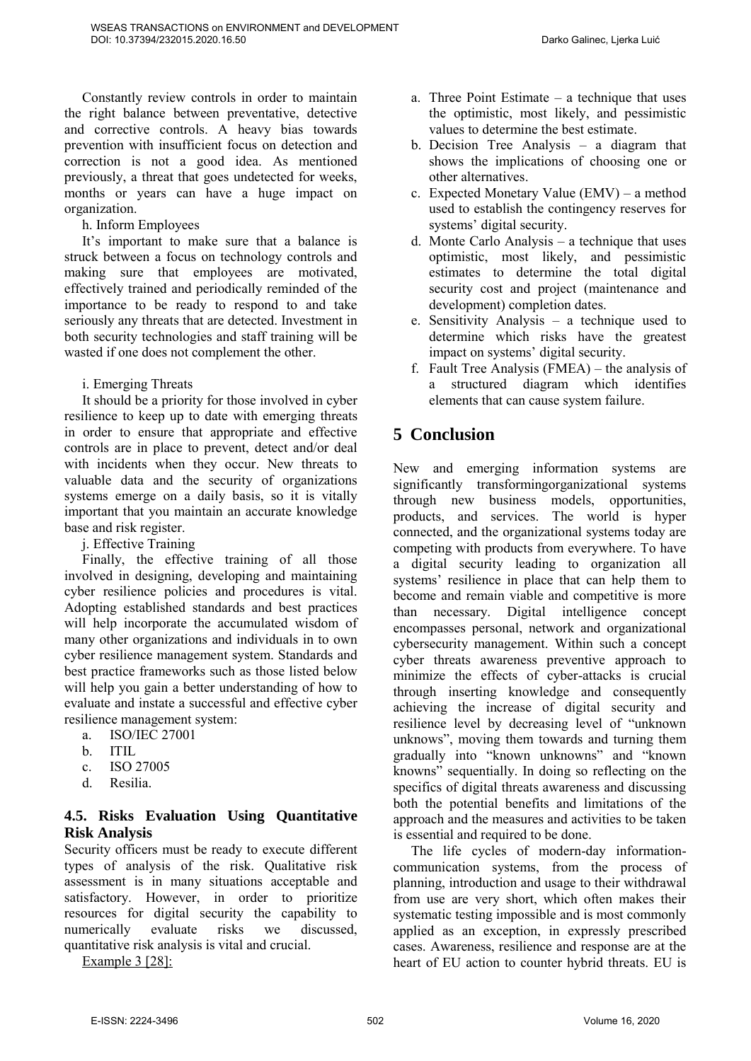Constantly review controls in order to maintain the right balance between preventative, detective and corrective controls. A heavy bias towards prevention with insufficient focus on detection and correction is not a good idea. As mentioned previously, a threat that goes undetected for weeks, months or years can have a huge impact on organization.

h. Inform Employees

It's important to make sure that a balance is struck between a focus on technology controls and making sure that employees are motivated, effectively trained and periodically reminded of the importance to be ready to respond to and take seriously any threats that are detected. Investment in both security technologies and staff training will be wasted if one does not complement the other.

i. Emerging Threats

It should be a priority for those involved in cyber resilience to keep up to date with emerging threats in order to ensure that appropriate and effective controls are in place to prevent, detect and/or deal with incidents when they occur. New threats to valuable data and the security of organizations systems emerge on a daily basis, so it is vitally important that you maintain an accurate knowledge base and risk register.

j. Effective Training

Finally, the effective training of all those involved in designing, developing and maintaining cyber resilience policies and procedures is vital. Adopting established standards and best practices will help incorporate the accumulated wisdom of many other organizations and individuals in to own cyber resilience management system. Standards and best practice frameworks such as those listed below will help you gain a better understanding of how to evaluate and instate a successful and effective cyber resilience management system:

a. ISO/IEC 27001
b. ITIL
c. ISO 27005
d. Resilia.

### 4.5. Risks Evaluation Using Quantitative Risk Analysis

Security officers must be ready to execute different types of analysis of the risk. Qualitative risk assessment is in many situations acceptable and satisfactory. However, in order to prioritize resources for digital security the capability to numerically evaluate risks we discussed, quantitative risk analysis is vital and crucial.

Example 3 [28]:

a. Three Point Estimate – a technique that uses the optimistic, most likely, and pessimistic values to determine the best estimate.
b. Decision Tree Analysis – a diagram that shows the implications of choosing one or other alternatives.
c. Expected Monetary Value (EMV) – a method used to establish the contingency reserves for systems' digital security.
d. Monte Carlo Analysis – a technique that uses optimistic, most likely, and pessimistic estimates to determine the total digital security cost and project (maintenance and development) completion dates.
e. Sensitivity Analysis – a technique used to determine which risks have the greatest impact on systems' digital security.
f. Fault Tree Analysis (FMEA) – the analysis of a structured diagram which identifies elements that can cause system failure.

## 5 Conclusion

New and emerging information systems are significantly transformingorganizational systems through new business models, opportunities, products, and services. The world is hyper connected, and the organizational systems today are competing with products from everywhere. To have a digital security leading to organization all systems' resilience in place that can help them to become and remain viable and competitive is more than necessary. Digital intelligence concept encompasses personal, network and organizational cybersecurity management. Within such a concept cyber threats awareness preventive approach to minimize the effects of cyber-attacks is crucial through inserting knowledge and consequently achieving the increase of digital security and resilience level by decreasing level of "unknown unknows", moving them towards and turning them gradually into "known unknowns" and "known knowns" sequentially. In doing so reflecting on the specifics of digital threats awareness and discussing both the potential benefits and limitations of the approach and the measures and activities to be taken is essential and required to be done.

The life cycles of modern-day information-communication systems, from the process of planning, introduction and usage to their withdrawal from use are very short, which often makes their systematic testing impossible and is most commonly applied as an exception, in expressly prescribed cases. Awareness, resilience and response are at the heart of EU action to counter hybrid threats. EU is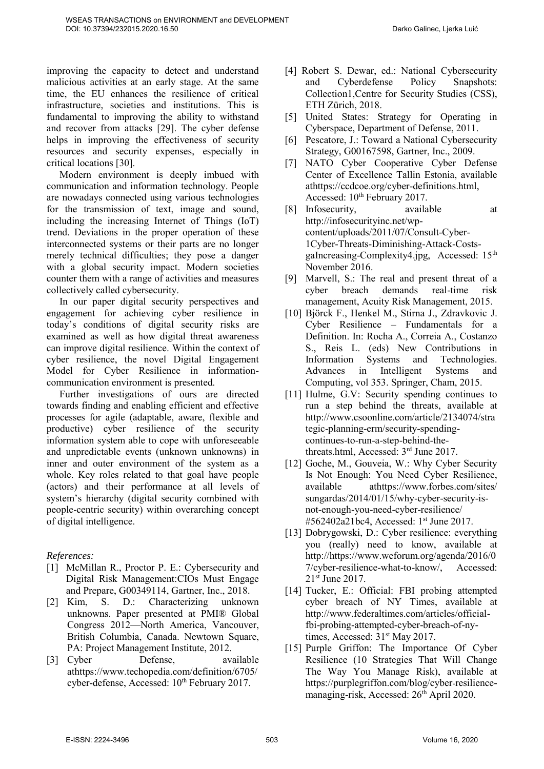improving the capacity to detect and understand malicious activities at an early stage. At the same time, the EU enhances the resilience of critical infrastructure, societies and institutions. This is fundamental to improving the ability to withstand and recover from attacks [29]. The cyber defense helps in improving the effectiveness of security resources and security expenses, especially in critical locations [30].

Modern environment is deeply imbued with communication and information technology. People are nowadays connected using various technologies for the transmission of text, image and sound, including the increasing Internet of Things (IoT) trend. Deviations in the proper operation of these interconnected systems or their parts are no longer merely technical difficulties; they pose a danger with a global security impact. Modern societies counter them with a range of activities and measures collectively called cybersecurity.

In our paper digital security perspectives and engagement for achieving cyber resilience in today's conditions of digital security risks are examined as well as how digital threat awareness can improve digital resilience. Within the context of cyber resilience, the novel Digital Engagement Model for Cyber Resilience in information-communication environment is presented.

Further investigations of ours are directed towards finding and enabling efficient and effective processes for agile (adaptable, aware, flexible and productive) cyber resilience of the security information system able to cope with unforeseeable and unpredictable events (unknown unknowns) in inner and outer environment of the system as a whole. Key roles related to that goal have people (actors) and their performance at all levels of system's hierarchy (digital security combined with people-centric security) within overarching concept of digital intelligence.

*References:*

[1] McMillan R., Proctor P. E.: Cybersecurity and Digital Risk Management:CIOs Must Engage and Prepare, G00349114, Gartner, Inc., 2018.

[2] Kim, S. D.: Characterizing unknown unknowns. Paper presented at PMI® Global Congress 2012—North America, Vancouver, British Columbia, Canada. Newtown Square, PA: Project Management Institute, 2012.

[3] Cyber Defense, available athttps://www.techopedia.com/definition/6705/cyber-defense, Accessed: 10th February 2017.

[4] Robert S. Dewar, ed.: National Cybersecurity and Cyberdefense Policy Snapshots: Collection1,Centre for Security Studies (CSS), ETH Zürich, 2018.

[5] United States: Strategy for Operating in Cyberspace, Department of Defense, 2011.

[6] Pescatore, J.: Toward a National Cybersecurity Strategy, G00167598, Gartner, Inc., 2009.

[7] NATO Cyber Cooperative Cyber Defense Center of Excellence Tallin Estonia, available athttps://ccdcoe.org/cyber-definitions.html, Accessed: 10th February 2017.

[8] Infosecurity, available at http://infosecurityinc.net/wp-content/uploads/2011/07/Consult-Cyber-1Cyber-Threats-Diminishing-Attack-Costs-gaIncreasing-Complexity4.jpg, Accessed: 15th November 2016.

[9] Marvell, S.: The real and present threat of a cyber breach demands real-time risk management, Acuity Risk Management, 2015.

[10] Björck F., Henkel M., Stirna J., Zdravkovic J. Cyber Resilience – Fundamentals for a Definition. In: Rocha A., Correia A., Costanzo S., Reis L. (eds) New Contributions in Information Systems and Technologies. Advances in Intelligent Systems and Computing, vol 353. Springer, Cham, 2015.

[11] Hulme, G.V: Security spending continues to run a step behind the threats, available at http://www.csoonline.com/article/2134074/strategic-planning-erm/security-spending-continues-to-run-a-step-behind-the-threats.html, Accessed: 3rd June 2017.

[12] Goche, M., Gouveia, W.: Why Cyber Security Is Not Enough: You Need Cyber Resilience, available athttps://www.forbes.com/sites/sungardas/2014/01/15/why-cyber-security-is-not-enough-you-need-cyber-resilience/#562402a21bc4, Accessed: 1st June 2017.

[13] Dobrygowski, D.: Cyber resilience: everything you (really) need to know, available at http://https://www.weforum.org/agenda/2016/07/cyber-resilience-what-to-know/, Accessed: 21st June 2017.

[14] Tucker, E.: Official: FBI probing attempted cyber breach of NY Times, available at http://www.federaltimes.com/articles/official-fbi-probing-attempted-cyber-breach-of-ny-times, Accessed: 31st May 2017.

[15] Purple Griffon: The Importance Of Cyber Resilience (10 Strategies That Will Change The Way You Manage Risk), available at https://purplegriffon.com/blog/cyber-resilience-managing-risk, Accessed: 26th April 2020.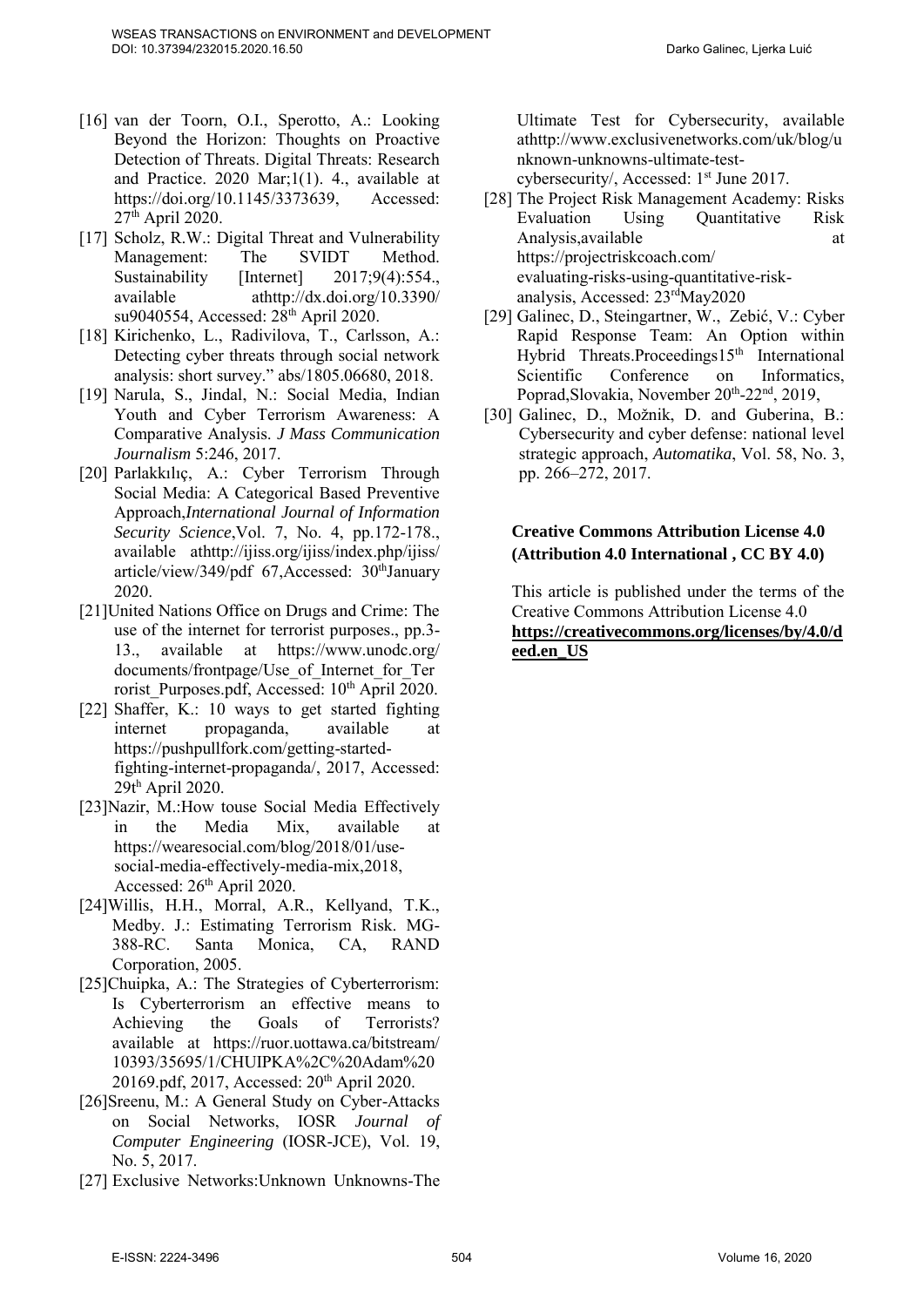[16] van der Toorn, O.I., Sperotto, A.: Looking Beyond the Horizon: Thoughts on Proactive Detection of Threats. Digital Threats: Research and Practice. 2020 Mar;1(1). 4., available at https://doi.org/10.1145/3373639, Accessed: 27th April 2020.

[17] Scholz, R.W.: Digital Threat and Vulnerability Management: The SVIDT Method. Sustainability [Internet] 2017;9(4):554., available athttp://dx.doi.org/10.3390/su9040554, Accessed: 28th April 2020.

[18] Kirichenko, L., Radivilova, T., Carlsson, A.: Detecting cyber threats through social network analysis: short survey." abs/1805.06680, 2018.

[19] Narula, S., Jindal, N.: Social Media, Indian Youth and Cyber Terrorism Awareness: A Comparative Analysis. *J Mass Communication Journalism* 5:246, 2017.

[20] Parlakkılıç, A.: Cyber Terrorism Through Social Media: A Categorical Based Preventive Approach,*International Journal of Information Security Science*,Vol. 7, No. 4, pp.172-178., available athttp://ijiss.org/ijiss/index.php/ijiss/article/view/349/pdf 67,Accessed: 30thJanuary 2020.

[21]United Nations Office on Drugs and Crime: The use of the internet for terrorist purposes., pp.3-13., available at https://www.unodc.org/documents/frontpage/Use_of_Internet_for_Terrorist_Purposes.pdf, Accessed: 10th April 2020.

[22] Shaffer, K.: 10 ways to get started fighting internet propaganda, available at https://pushpullfork.com/getting-started-fighting-internet-propaganda/, 2017, Accessed: 29th April 2020.

[23]Nazir, M.:How touse Social Media Effectively in the Media Mix, available at https://wearesocial.com/blog/2018/01/use-social-media-effectively-media-mix,2018, Accessed: 26th April 2020.

[24]Willis, H.H., Morral, A.R., Kellyand, T.K., Medby. J.: Estimating Terrorism Risk. MG-388-RC. Santa Monica, CA, RAND Corporation, 2005.

[25]Chuipka, A.: The Strategies of Cyberterrorism: Is Cyberterrorism an effective means to Achieving the Goals of Terrorists? available at https://ruor.uottawa.ca/bitstream/10393/35695/1/CHUIPKA%2C%20Adam%2020169.pdf, 2017, Accessed: 20th April 2020.

[26]Sreenu, M.: A General Study on Cyber-Attacks on Social Networks, IOSR *Journal of Computer Engineering* (IOSR-JCE), Vol. 19, No. 5, 2017.

[27] Exclusive Networks:Unknown Unknowns-The Ultimate Test for Cybersecurity, available athttp://www.exclusivenetworks.com/uk/blog/unknown-unknowns-ultimate-test-cybersecurity/, Accessed: 1st June 2017.

[28] The Project Risk Management Academy: Risks Evaluation Using Quantitative Risk Analysis,available at https://projectriskcoach.com/evaluating-risks-using-quantitative-risk-analysis, Accessed: 23rdMay2020

[29] Galinec, D., Steingartner, W., Zebić, V.: Cyber Rapid Response Team: An Option within Hybrid Threats.Proceedings15th International Scientific Conference on Informatics, Poprad,Slovakia, November 20th-22nd, 2019,

[30] Galinec, D., Možnik, D. and Guberina, B.: Cybersecurity and cyber defense: national level strategic approach, *Automatika*, Vol. 58, No. 3, pp. 266–272, 2017.

**Creative Commons Attribution License 4.0 (Attribution 4.0 International , CC BY 4.0)**

This article is published under the terms of the Creative Commons Attribution License 4.0 **https://creativecommons.org/licenses/by/4.0/deed.en_US**